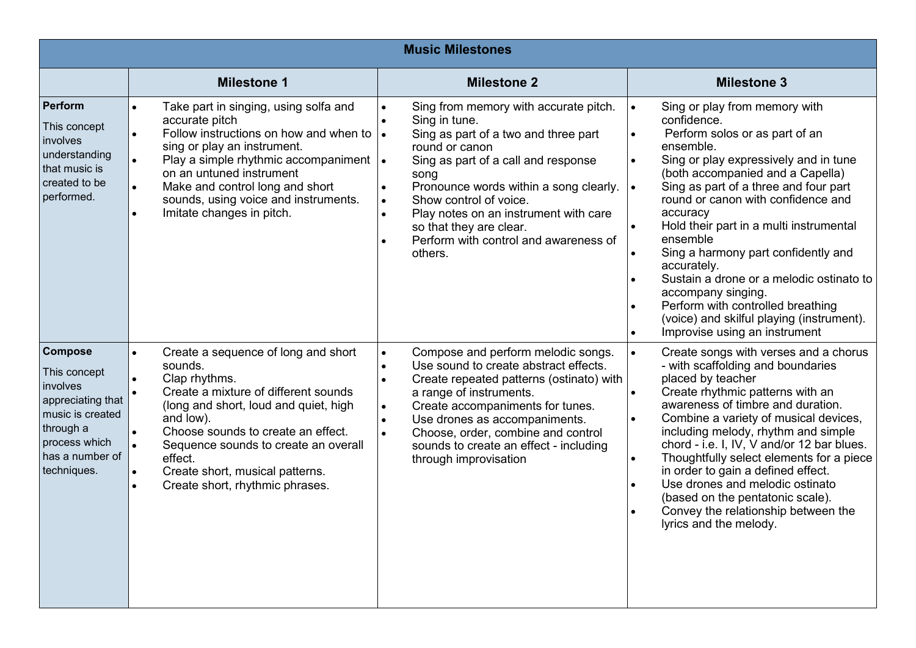| Music Milestones | | | |
|---|---|---|---|
| | **Milestone 1** | **Milestone 2** | **Milestone 3** |
| **Perform**<br>This concept involves understanding that music is created to be performed. | • Take part in singing, using solfa and accurate pitch<br>• Follow instructions on how and when to sing or play an instrument.<br>• Play a simple rhythmic accompaniment on an untuned instrument<br>• Make and control long and short sounds, using voice and instruments.<br>• Imitate changes in pitch. | • Sing from memory with accurate pitch.<br>• Sing in tune.<br>• Sing as part of a two and three part round or canon<br>• Sing as part of a call and response song<br>• Pronounce words within a song clearly.<br>• Show control of voice.<br>• Play notes on an instrument with care so that they are clear.<br>• Perform with control and awareness of others. | • Sing or play from memory with confidence.<br>• Perform solos or as part of an ensemble.<br>• Sing or play expressively and in tune (both accompanied and a Capella)<br>• Sing as part of a three and four part round or canon with confidence and accuracy<br>• Hold their part in a multi instrumental ensemble<br>• Sing a harmony part confidently and accurately.<br>• Sustain a drone or a melodic ostinato to accompany singing.<br>• Perform with controlled breathing (voice) and skilful playing (instrument).<br>• Improvise using an instrument |
| **Compose**<br>This concept involves appreciating that music is created through a process which has a number of techniques. | • Create a sequence of long and short sounds.<br>• Clap rhythms.<br>• Create a mixture of different sounds (long and short, loud and quiet, high and low).<br>• Choose sounds to create an effect.<br>• Sequence sounds to create an overall effect.<br>• Create short, musical patterns.<br>• Create short, rhythmic phrases. | • Compose and perform melodic songs.<br>• Use sound to create abstract effects.<br>• Create repeated patterns (ostinato) with a range of instruments.<br>• Create accompaniments for tunes.<br>• Use drones as accompaniments.<br>• Choose, order, combine and control sounds to create an effect - including through improvisation | • Create songs with verses and a chorus - with scaffolding and boundaries placed by teacher<br>• Create rhythmic patterns with an awareness of timbre and duration.<br>• Combine a variety of musical devices, including melody, rhythm and simple chord - i.e. I, IV, V and/or 12 bar blues.<br>• Thoughtfully select elements for a piece in order to gain a defined effect.<br>• Use drones and melodic ostinato (based on the pentatonic scale).<br>• Convey the relationship between the lyrics and the melody. |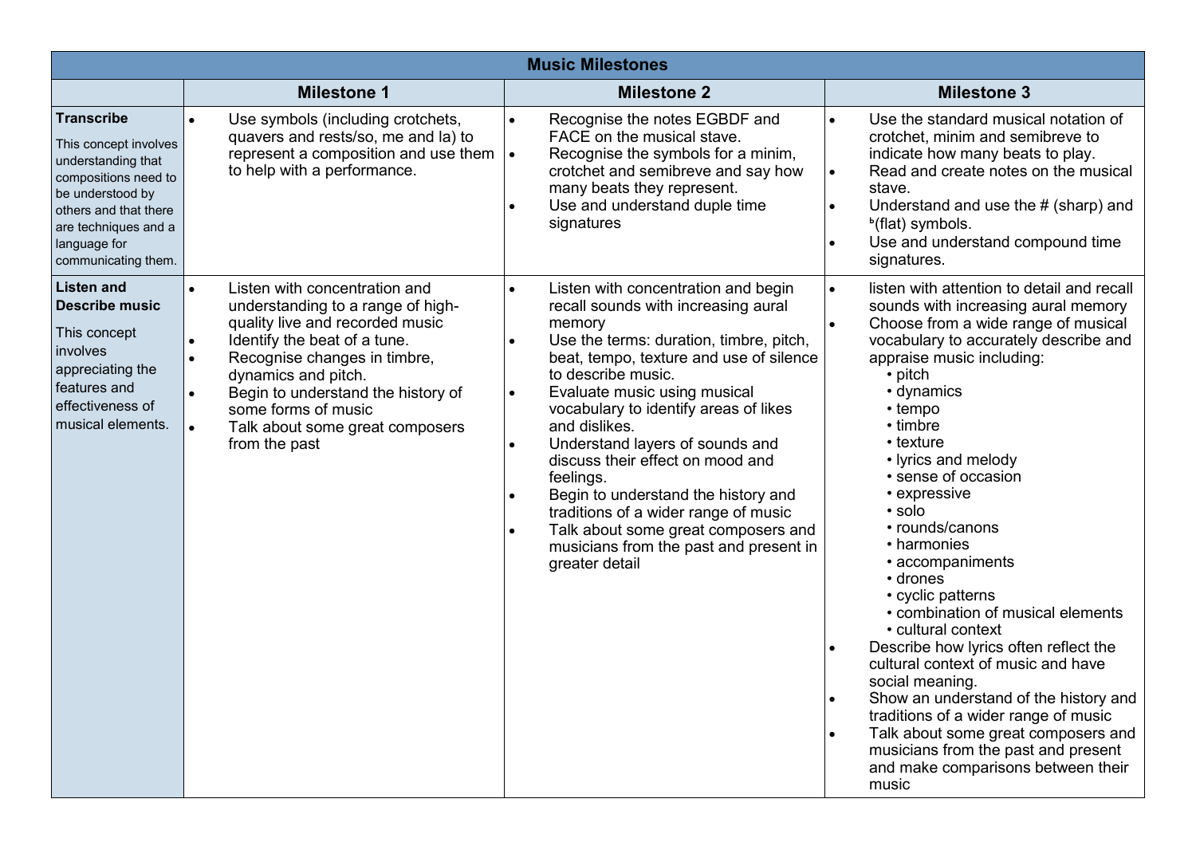| Music Milestones | | | |
|---|---|---|---|
| | **Milestone 1** | **Milestone 2** | **Milestone 3** |
| **Transcribe**<br>This concept involves understanding that compositions need to be understood by others and that there are techniques and a language for communicating them. | • Use symbols (including crotchets, quavers and rests/so, me and la) to represent a composition and use them to help with a performance. | • Recognise the notes EGBDF and FACE on the musical stave.<br>• Recognise the symbols for a minim, crotchet and semibreve and say how many beats they represent.<br>• Use and understand duple time signatures | • Use the standard musical notation of crotchet, minim and semibreve to indicate how many beats to play.<br>• Read and create notes on the musical stave.<br>• Understand and use the # (sharp) and ♭(flat) symbols.<br>• Use and understand compound time signatures. |
| **Listen and Describe music**<br>This concept involves appreciating the features and effectiveness of musical elements. | • Listen with concentration and understanding to a range of high-quality live and recorded music<br>• Identify the beat of a tune.<br>• Recognise changes in timbre, dynamics and pitch.<br>• Begin to understand the history of some forms of music<br>• Talk about some great composers from the past | • Listen with concentration and begin recall sounds with increasing aural memory<br>• Use the terms: duration, timbre, pitch, beat, tempo, texture and use of silence to describe music.<br>• Evaluate music using musical vocabulary to identify areas of likes and dislikes.<br>• Understand layers of sounds and discuss their effect on mood and feelings.<br>• Begin to understand the history and traditions of a wider range of music<br>• Talk about some great composers and musicians from the past and present in greater detail | • listen with attention to detail and recall sounds with increasing aural memory<br>• Choose from a wide range of musical vocabulary to accurately describe and appraise music including:<br>• pitch<br>• dynamics<br>• tempo<br>• timbre<br>• texture<br>• lyrics and melody<br>• sense of occasion<br>• expressive<br>• solo<br>• rounds/canons<br>• harmonies<br>• accompaniments<br>• drones<br>• cyclic patterns<br>• combination of musical elements<br>• cultural context<br>• Describe how lyrics often reflect the cultural context of music and have social meaning.<br>• Show an understand of the history and traditions of a wider range of music<br>• Talk about some great composers and musicians from the past and present and make comparisons between their music |